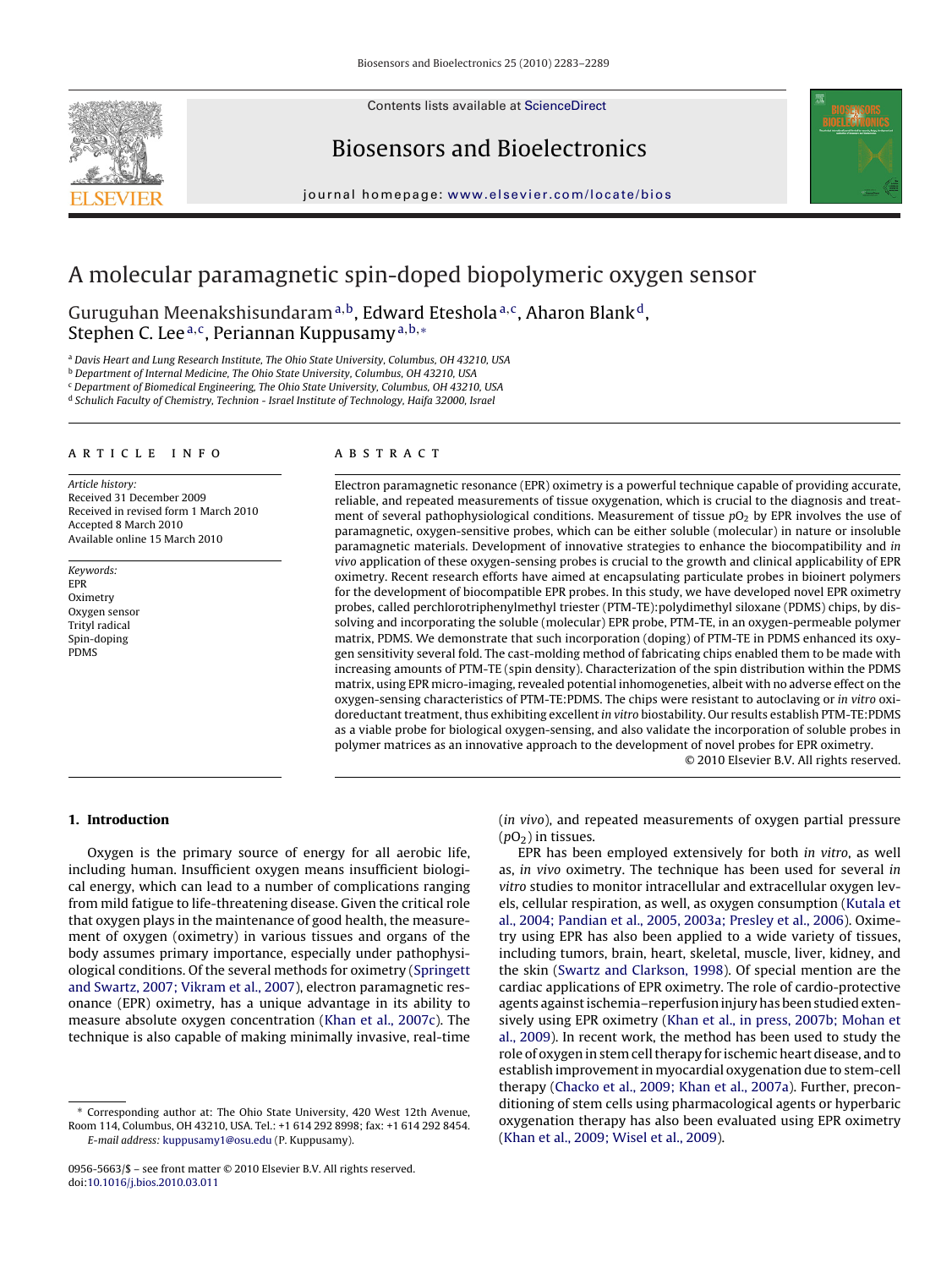# A molecular paramagnetic spin-doped biopolymeric oxygen sensor

Guruguhan Meenakshisundaram[a,b], Edward Eteshola[a,c], Aharon Blank[d], Stephen C. Lee[a,c], Periannan Kuppusamy[a,b,*]

[a] Davis Heart and Lung Research Institute, The Ohio State University, Columbus, OH 43210, USA
[b] Department of Internal Medicine, The Ohio State University, Columbus, OH 43210, USA
[c] Department of Biomedical Engineering, The Ohio State University, Columbus, OH 43210, USA
[d] Schulich Faculty of Chemistry, Technion - Israel Institute of Technology, Haifa 32000, Israel

## ARTICLE INFO

*Article history:*
Received 31 December 2009
Received in revised form 1 March 2010
Accepted 8 March 2010
Available online 15 March 2010

*Keywords:*
EPR
Oximetry
Oxygen sensor
Trityl radical
Spin-doping
PDMS

## ABSTRACT

Electron paramagnetic resonance (EPR) oximetry is a powerful technique capable of providing accurate, reliable, and repeated measurements of tissue oxygenation, which is crucial to the diagnosis and treatment of several pathophysiological conditions. Measurement of tissue $pO_2$ by EPR involves the use of paramagnetic, oxygen-sensitive probes, which can be either soluble (molecular) in nature or insoluble paramagnetic materials. Development of innovative strategies to enhance the biocompatibility and *in vivo* application of these oxygen-sensing probes is crucial to the growth and clinical applicability of EPR oximetry. Recent research efforts have aimed at encapsulating particulate probes in bioinert polymers for the development of biocompatible EPR probes. In this study, we have developed novel EPR oximetry probes, called perchlorotriphenylmethyl triester (PTM-TE):polydimethyl siloxane (PDMS) chips, by dissolving and incorporating the soluble (molecular) EPR probe, PTM-TE, in an oxygen-permeable polymer matrix, PDMS. We demonstrate that such incorporation (doping) of PTM-TE in PDMS enhanced its oxygen sensitivity several fold. The cast-molding method of fabricating chips enabled them to be made with increasing amounts of PTM-TE (spin density). Characterization of the spin distribution within the PDMS matrix, using EPR micro-imaging, revealed potential inhomogeneities, albeit with no adverse effect on the oxygen-sensing characteristics of PTM-TE:PDMS. The chips were resistant to autoclaving or *in vitro* oxidoreductant treatment, thus exhibiting excellent *in vitro* biostability. Our results establish PTM-TE:PDMS as a viable probe for biological oxygen-sensing, and also validate the incorporation of soluble probes in polymer matrices as an innovative approach to the development of novel probes for EPR oximetry.

© 2010 Elsevier B.V. All rights reserved.

## 1. Introduction

Oxygen is the primary source of energy for all aerobic life, including human. Insufficient oxygen means insufficient biological energy, which can lead to a number of complications ranging from mild fatigue to life-threatening disease. Given the critical role that oxygen plays in the maintenance of good health, the measurement of oxygen (oximetry) in various tissues and organs of the body assumes primary importance, especially under pathophysiological conditions. Of the several methods for oximetry (Springett and Swartz, 2007; Vikram et al., 2007), electron paramagnetic resonance (EPR) oximetry, has a unique advantage in its ability to measure absolute oxygen concentration (Khan et al., 2007c). The technique is also capable of making minimally invasive, real-time (*in vivo*), and repeated measurements of oxygen partial pressure ($pO_2$) in tissues.

EPR has been employed extensively for both *in vitro*, as well as, *in vivo* oximetry. The technique has been used for several *in vitro* studies to monitor intracellular and extracellular oxygen levels, cellular respiration, as well, as oxygen consumption (Kutala et al., 2004; Pandian et al., 2005, 2003a; Presley et al., 2006). Oximetry using EPR has also been applied to a wide variety of tissues, including tumors, brain, heart, skeletal, muscle, liver, kidney, and the skin (Swartz and Clarkson, 1998). Of special mention are the cardiac applications of EPR oximetry. The role of cardio-protective agents against ischemia–reperfusion injury has been studied extensively using EPR oximetry (Khan et al., in press, 2007b; Mohan et al., 2009). In recent work, the method has been used to study the role of oxygen in stem cell therapy for ischemic heart disease, and to establish improvement in myocardial oxygenation due to stem-cell therapy (Chacko et al., 2009; Khan et al., 2007a). Further, preconditioning of stem cells using pharmacological agents or hyperbaric oxygenation therapy has also been evaluated using EPR oximetry (Khan et al., 2009; Wisel et al., 2009).

* Corresponding author at: The Ohio State University, 420 West 12th Avenue, Room 114, Columbus, OH 43210, USA. Tel.: +1 614 292 8998; fax: +1 614 292 8454.
*E-mail address:* kuppusamy1@osu.edu (P. Kuppusamy).

0956-5663/$ – see front matter © 2010 Elsevier B.V. All rights reserved.
doi:10.1016/j.bios.2010.03.011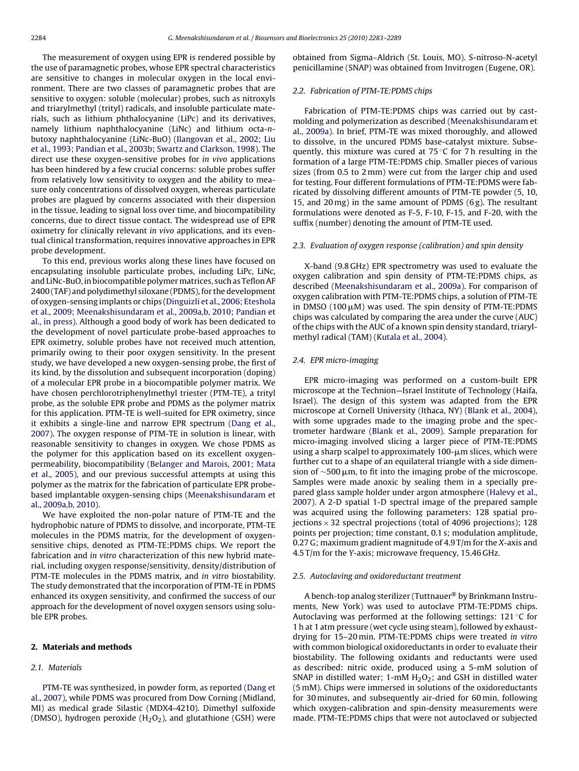The measurement of oxygen using EPR is rendered possible by the use of paramagnetic probes, whose EPR spectral characteristics are sensitive to changes in molecular oxygen in the local environment. There are two classes of paramagnetic probes that are sensitive to oxygen: soluble (molecular) probes, such as nitroxyls and triarylmethyl (trityl) radicals, and insoluble particulate materials, such as lithium phthalocyanine (LiPc) and its derivatives, namely lithium naphthalocyanine (LiNc) and lithium octa-*n*-butoxy naphthalocyanine (LiNc-BuO) (Ilangovan et al., 2002; Liu et al., 1993; Pandian et al., 2003b; Swartz and Clarkson, 1998). The direct use these oxygen-sensitive probes for *in vivo* applications has been hindered by a few crucial concerns: soluble probes suffer from relatively low sensitivity to oxygen and the ability to measure only concentrations of dissolved oxygen, whereas particulate probes are plagued by concerns associated with their dispersion in the tissue, leading to signal loss over time, and biocompatibility concerns, due to direct tissue contact. The widespread use of EPR oximetry for clinically relevant *in vivo* applications, and its eventual clinical transformation, requires innovative approaches in EPR probe development.

To this end, previous works along these lines have focused on encapsulating insoluble particulate probes, including LiPc, LiNc, and LiNc-BuO, in biocompatible polymer matrices, such as Teflon AF 2400 (TAF) and polydimethyl siloxane (PDMS), for the development of oxygen-sensing implants or chips (Dinguizli et al., 2006; Eteshola et al., 2009; Meenakshisundaram et al., 2009a,b, 2010; Pandian et al., in press). Although a good body of work has been dedicated to the development of novel particulate probe-based approaches to EPR oximetry, soluble probes have not received much attention, primarily owing to their poor oxygen sensitivity. In the present study, we have developed a new oxygen-sensing probe, the first of its kind, by the dissolution and subsequent incorporation (doping) of a molecular EPR probe in a biocompatible polymer matrix. We have chosen perchlorotriphenylmethyl triester (PTM-TE), a trityl probe, as the soluble EPR probe and PDMS as the polymer matrix for this application. PTM-TE is well-suited for EPR oximetry, since it exhibits a single-line and narrow EPR spectrum (Dang et al., 2007). The oxygen response of PTM-TE in solution is linear, with reasonable sensitivity to changes in oxygen. We chose PDMS as the polymer for this application based on its excellent oxygen-permeability, biocompatibility (Belanger and Marois, 2001; Mata et al., 2005), and our previous successful attempts at using this polymer as the matrix for the fabrication of particulate EPR probe-based implantable oxygen-sensing chips (Meenakshisundaram et al., 2009a,b, 2010).

We have exploited the non-polar nature of PTM-TE and the hydrophobic nature of PDMS to dissolve, and incorporate, PTM-TE molecules in the PDMS matrix, for the development of oxygen-sensitive chips, denoted as PTM-TE:PDMS chips. We report the fabrication and *in vitro* characterization of this new hybrid material, including oxygen response/sensitivity, density/distribution of PTM-TE molecules in the PDMS matrix, and *in vitro* biostability. The study demonstrated that the incorporation of PTM-TE in PDMS enhanced its oxygen sensitivity, and confirmed the success of our approach for the development of novel oxygen sensors using soluble EPR probes.

## 2. Materials and methods

### 2.1. Materials

PTM-TE was synthesized, in powder form, as reported (Dang et al., 2007), while PDMS was procured from Dow Corning (Midland, MI) as medical grade Silastic (MDX4-4210). Dimethyl sulfoxide (DMSO), hydrogen peroxide ($H_2O_2$), and glutathione (GSH) were obtained from Sigma–Aldrich (St. Louis, MO). S-nitroso-N-acetyl penicillamine (SNAP) was obtained from Invitrogen (Eugene, OR).

### 2.2. Fabrication of PTM-TE:PDMS chips

Fabrication of PTM-TE:PDMS chips was carried out by cast-molding and polymerization as described (Meenakshisundaram et al., 2009a). In brief, PTM-TE was mixed thoroughly, and allowed to dissolve, in the uncured PDMS base-catalyst mixture. Subsequently, this mixture was cured at 75 °C for 7 h resulting in the formation of a large PTM-TE:PDMS chip. Smaller pieces of various sizes (from 0.5 to 2 mm) were cut from the larger chip and used for testing. Four different formulations of PTM-TE:PDMS were fabricated by dissolving different amounts of PTM-TE powder (5, 10, 15, and 20 mg) in the same amount of PDMS (6 g). The resultant formulations were denoted as F-5, F-10, F-15, and F-20, with the suffix (number) denoting the amount of PTM-TE used.

### 2.3. Evaluation of oxygen response (calibration) and spin density

X-band (9.8 GHz) EPR spectrometry was used to evaluate the oxygen calibration and spin density of PTM-TE:PDMS chips, as described (Meenakshisundaram et al., 2009a). For comparison of oxygen calibration with PTM-TE:PDMS chips, a solution of PTM-TE in DMSO (100 μM) was used. The spin density of PTM-TE:PDMS chips was calculated by comparing the area under the curve (AUC) of the chips with the AUC of a known spin density standard, triarylmethyl radical (TAM) (Kutala et al., 2004).

### 2.4. EPR micro-imaging

EPR micro-imaging was performed on a custom-built EPR microscope at the Technion—Israel Institute of Technology (Haifa, Israel). The design of this system was adapted from the EPR microscope at Cornell University (Ithaca, NY) (Blank et al., 2004), with some upgrades made to the imaging probe and the spectrometer hardware (Blank et al., 2009). Sample preparation for micro-imaging involved slicing a larger piece of PTM-TE:PDMS using a sharp scalpel to approximately 100-μm slices, which were further cut to a shape of an equilateral triangle with a side dimension of ~500 μm, to fit into the imaging probe of the microscope. Samples were made anoxic by sealing them in a specially prepared glass sample holder under argon atmosphere (Halevy et al., 2007). A 2-D spatial 1-D spectral image of the prepared sample was acquired using the following parameters: 128 spatial projections × 32 spectral projections (total of 4096 projections); 128 points per projection; time constant, 0.1 s; modulation amplitude, 0.27 G; maximum gradient magnitude of 4.9 T/m for the *X*-axis and 4.5 T/m for the *Y*-axis; microwave frequency, 15.46 GHz.

### 2.5. Autoclaving and oxidoreductant treatment

A bench-top analog sterilizer (Tuttnauer® by Brinkmann Instruments, New York) was used to autoclave PTM-TE:PDMS chips. Autoclaving was performed at the following settings: 121 °C for 1 h at 1 atm pressure (wet cycle using steam), followed by exhaust-drying for 15–20 min. PTM-TE:PDMS chips were treated *in vitro* with common biological oxidoreductants in order to evaluate their biostability. The following oxidants and reductants were used as described: nitric oxide, produced using a 5-mM solution of SNAP in distilled water; 1-mM $H_2O_2$; and GSH in distilled water (5 mM). Chips were immersed in solutions of the oxidoreductants for 30 minutes, and subsequently air-dried for 60 min, following which oxygen-calibration and spin-density measurements were made. PTM-TE:PDMS chips that were not autoclaved or subjected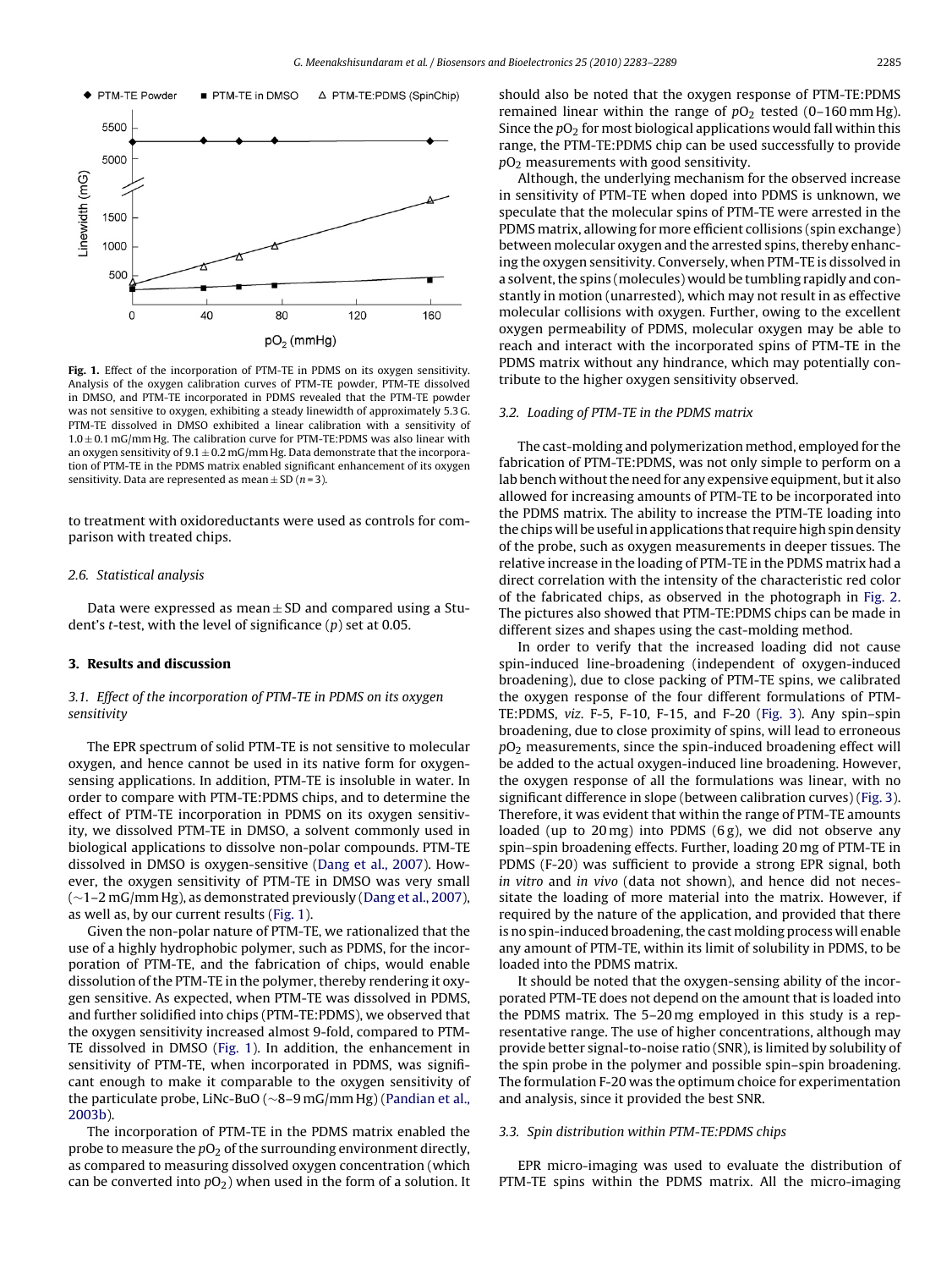**Fig. 1.** Effect of the incorporation of PTM-TE in PDMS on its oxygen sensitivity. Analysis of the oxygen calibration curves of PTM-TE powder, PTM-TE dissolved in DMSO, and PTM-TE incorporated in PDMS revealed that the PTM-TE powder was not sensitive to oxygen, exhibiting a steady linewidth of approximately 5.3 G. PTM-TE dissolved in DMSO exhibited a linear calibration with a sensitivity of 1.0 ± 0.1 mG/mm Hg. The calibration curve for PTM-TE:PDMS was also linear with an oxygen sensitivity of 9.1 ± 0.2 mG/mm Hg. Data demonstrate that the incorporation of PTM-TE in the PDMS matrix enabled significant enhancement of its oxygen sensitivity. Data are represented as mean ± SD ($n = 3$).

to treatment with oxidoreductants were used as controls for comparison with treated chips.

### 2.6. Statistical analysis

Data were expressed as mean ± SD and compared using a Student's *t*-test, with the level of significance ($p$) set at 0.05.

## 3. Results and discussion

### 3.1. Effect of the incorporation of PTM-TE in PDMS on its oxygen sensitivity

The EPR spectrum of solid PTM-TE is not sensitive to molecular oxygen, and hence cannot be used in its native form for oxygen-sensing applications. In addition, PTM-TE is insoluble in water. In order to compare with PTM-TE:PDMS chips, and to determine the effect of PTM-TE incorporation in PDMS on its oxygen sensitivity, we dissolved PTM-TE in DMSO, a solvent commonly used in biological applications to dissolve non-polar compounds. PTM-TE dissolved in DMSO is oxygen-sensitive (Dang et al., 2007). However, the oxygen sensitivity of PTM-TE in DMSO was very small (~1–2 mG/mm Hg), as demonstrated previously (Dang et al., 2007), as well as, by our current results (Fig. 1).

Given the non-polar nature of PTM-TE, we rationalized that the use of a highly hydrophobic polymer, such as PDMS, for the incorporation of PTM-TE, and the fabrication of chips, would enable dissolution of the PTM-TE in the polymer, thereby rendering it oxygen sensitive. As expected, when PTM-TE was dissolved in PDMS, and further solidified into chips (PTM-TE:PDMS), we observed that the oxygen sensitivity increased almost 9-fold, compared to PTM-TE dissolved in DMSO (Fig. 1). In addition, the enhancement in sensitivity of PTM-TE, when incorporated in PDMS, was significant enough to make it comparable to the oxygen sensitivity of the particulate probe, LiNc-BuO (~8–9 mG/mm Hg) (Pandian et al., 2003b).

The incorporation of PTM-TE in the PDMS matrix enabled the probe to measure the $pO_2$ of the surrounding environment directly, as compared to measuring dissolved oxygen concentration (which can be converted into $pO_2$) when used in the form of a solution. It should also be noted that the oxygen response of PTM-TE:PDMS remained linear within the range of $pO_2$ tested (0–160 mm Hg). Since the $pO_2$ for most biological applications would fall within this range, the PTM-TE:PDMS chip can be used successfully to provide $pO_2$ measurements with good sensitivity.

Although, the underlying mechanism for the observed increase in sensitivity of PTM-TE when doped into PDMS is unknown, we speculate that the molecular spins of PTM-TE were arrested in the PDMS matrix, allowing for more efficient collisions (spin exchange) between molecular oxygen and the arrested spins, thereby enhancing the oxygen sensitivity. Conversely, when PTM-TE is dissolved in a solvent, the spins (molecules) would be tumbling rapidly and constantly in motion (unarrested), which may not result in as effective molecular collisions with oxygen. Further, owing to the excellent oxygen permeability of PDMS, molecular oxygen may be able to reach and interact with the incorporated spins of PTM-TE in the PDMS matrix without any hindrance, which may potentially contribute to the higher oxygen sensitivity observed.

### 3.2. Loading of PTM-TE in the PDMS matrix

The cast-molding and polymerization method, employed for the fabrication of PTM-TE:PDMS, was not only simple to perform on a lab bench without the need for any expensive equipment, but it also allowed for increasing amounts of PTM-TE to be incorporated into the PDMS matrix. The ability to increase the PTM-TE loading into the chips will be useful in applications that require high spin density of the probe, such as oxygen measurements in deeper tissues. The relative increase in the loading of PTM-TE in the PDMS matrix had a direct correlation with the intensity of the characteristic red color of the fabricated chips, as observed in the photograph in Fig. 2. The pictures also showed that PTM-TE:PDMS chips can be made in different sizes and shapes using the cast-molding method.

In order to verify that the increased loading did not cause spin-induced line-broadening (independent of oxygen-induced broadening), due to close packing of PTM-TE spins, we calibrated the oxygen response of the four different formulations of PTM-TE:PDMS, *viz.* F-5, F-10, F-15, and F-20 (Fig. 3). Any spin–spin broadening, due to close proximity of spins, will lead to erroneous $pO_2$ measurements, since the spin-induced broadening effect will be added to the actual oxygen-induced line broadening. However, the oxygen response of all the formulations was linear, with no significant difference in slope (between calibration curves) (Fig. 3). Therefore, it was evident that within the range of PTM-TE amounts loaded (up to 20 mg) into PDMS (6 g), we did not observe any spin–spin broadening effects. Further, loading 20 mg of PTM-TE in PDMS (F-20) was sufficient to provide a strong EPR signal, both *in vitro* and *in vivo* (data not shown), and hence did not necessitate the loading of more material into the matrix. However, if required by the nature of the application, and provided that there is no spin-induced broadening, the cast molding process will enable any amount of PTM-TE, within its limit of solubility in PDMS, to be loaded into the PDMS matrix.

It should be noted that the oxygen-sensing ability of the incorporated PTM-TE does not depend on the amount that is loaded into the PDMS matrix. The 5–20 mg employed in this study is a representative range. The use of higher concentrations, although may provide better signal-to-noise ratio (SNR), is limited by solubility of the spin probe in the polymer and possible spin–spin broadening. The formulation F-20 was the optimum choice for experimentation and analysis, since it provided the best SNR.

### 3.3. Spin distribution within PTM-TE:PDMS chips

EPR micro-imaging was used to evaluate the distribution of PTM-TE spins within the PDMS matrix. All the micro-imaging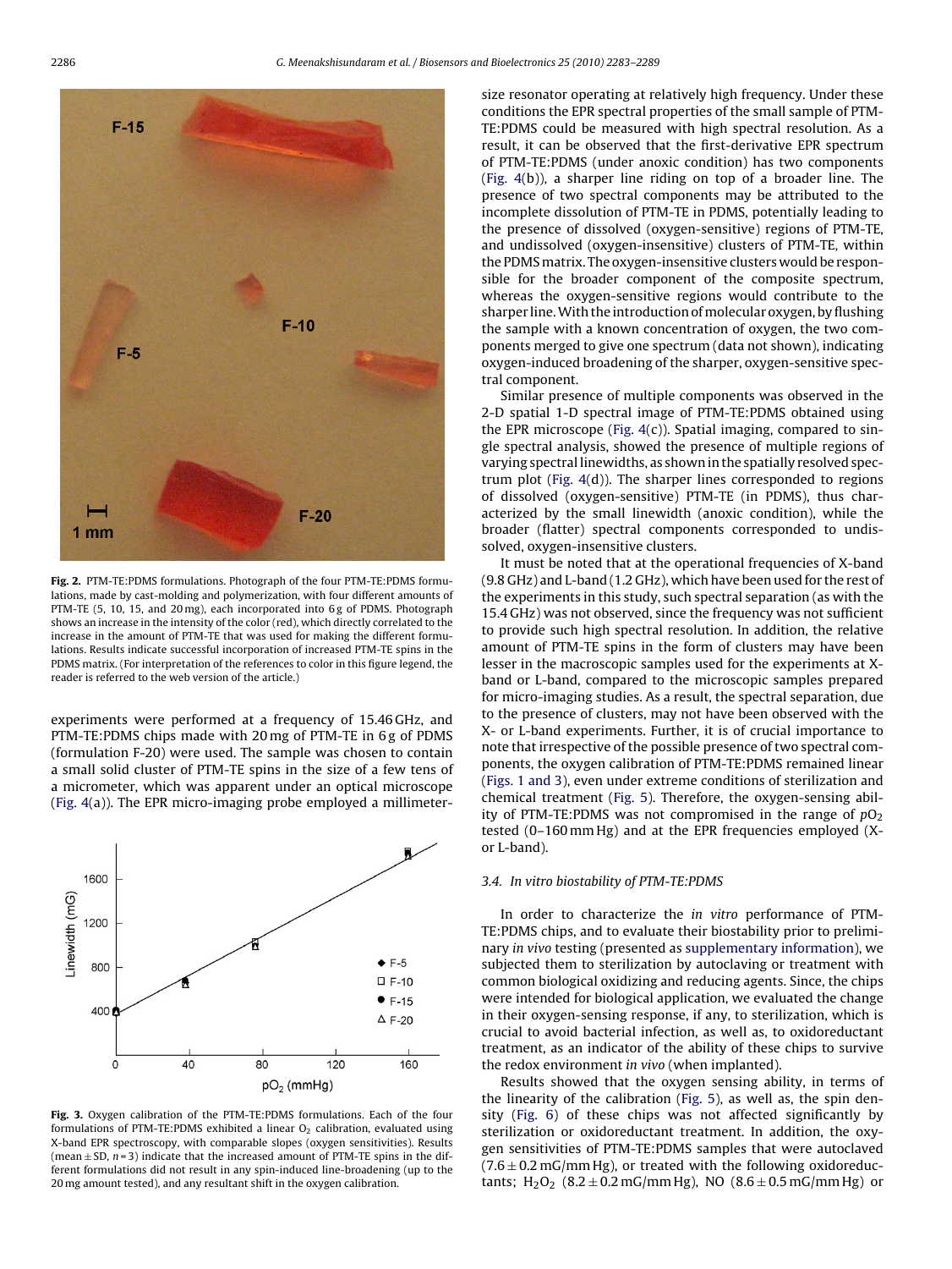Fig. 2. PTM-TE:PDMS formulations. Photograph of the four PTM-TE:PDMS formulations, made by cast-molding and polymerization, with four different amounts of PTM-TE (5, 10, 15, and 20 mg), each incorporated into 6 g of PDMS. Photograph shows an increase in the intensity of the color (red), which directly correlated to the increase in the amount of PTM-TE that was used for making the different formulations. Results indicate successful incorporation of increased PTM-TE spins in the PDMS matrix. (For interpretation of the references to color in this figure legend, the reader is referred to the web version of the article.)

experiments were performed at a frequency of 15.46 GHz, and PTM-TE:PDMS chips made with 20 mg of PTM-TE in 6 g of PDMS (formulation F-20) were used. The sample was chosen to contain a small solid cluster of PTM-TE spins in the size of a few tens of a micrometer, which was apparent under an optical microscope (Fig. 4(a)). The EPR micro-imaging probe employed a millimeter-size resonator operating at relatively high frequency. Under these conditions the EPR spectral properties of the small sample of PTM-TE:PDMS could be measured with high spectral resolution. As a result, it can be observed that the first-derivative EPR spectrum of PTM-TE:PDMS (under anoxic condition) has two components (Fig. 4(b)), a sharper line riding on top of a broader line. The presence of two spectral components may be attributed to the incomplete dissolution of PTM-TE in PDMS, potentially leading to the presence of dissolved (oxygen-sensitive) regions of PTM-TE, and undissolved (oxygen-insensitive) clusters of PTM-TE, within the PDMS matrix. The oxygen-insensitive clusters would be responsible for the broader component of the composite spectrum, whereas the oxygen-sensitive regions would contribute to the sharper line. With the introduction of molecular oxygen, by flushing the sample with a known concentration of oxygen, the two components merged to give one spectrum (data not shown), indicating oxygen-induced broadening of the sharper, oxygen-sensitive spectral component.

Fig. 3. Oxygen calibration of the PTM-TE:PDMS formulations. Each of the four formulations of PTM-TE:PDMS exhibited a linear $O_2$ calibration, evaluated using X-band EPR spectroscopy, with comparable slopes (oxygen sensitivities). Results (mean ± SD, $n = 3$) indicate that the increased amount of PTM-TE spins in the different formulations did not result in any spin-induced line-broadening (up to the 20 mg amount tested), and any resultant shift in the oxygen calibration.

Similar presence of multiple components was observed in the 2-D spatial 1-D spectral image of PTM-TE:PDMS obtained using the EPR microscope (Fig. 4(c)). Spatial imaging, compared to single spectral analysis, showed the presence of multiple regions of varying spectral linewidths, as shown in the spatially resolved spectrum plot (Fig. 4(d)). The sharper lines corresponded to regions of dissolved (oxygen-sensitive) PTM-TE (in PDMS), thus characterized by the small linewidth (anoxic condition), while the broader (flatter) spectral components corresponded to undissolved, oxygen-insensitive clusters.

It must be noted that at the operational frequencies of X-band (9.8 GHz) and L-band (1.2 GHz), which have been used for the rest of the experiments in this study, such spectral separation (as with the 15.4 GHz) was not observed, since the frequency was not sufficient to provide such high spectral resolution. In addition, the relative amount of PTM-TE spins in the form of clusters may have been lesser in the macroscopic samples used for the experiments at X-band or L-band, compared to the microscopic samples prepared for micro-imaging studies. As a result, the spectral separation, due to the presence of clusters, may not have been observed with the X- or L-band experiments. Further, it is of crucial importance to note that irrespective of the possible presence of two spectral components, the oxygen calibration of PTM-TE:PDMS remained linear (Figs. 1 and 3), even under extreme conditions of sterilization and chemical treatment (Fig. 5). Therefore, the oxygen-sensing ability of PTM-TE:PDMS was not compromised in the range of $pO_2$ tested (0–160 mm Hg) and at the EPR frequencies employed (X- or L-band).

### 3.4. In vitro biostability of PTM-TE:PDMS

In order to characterize the *in vitro* performance of PTM-TE:PDMS chips, and to evaluate their biostability prior to preliminary *in vivo* testing (presented as supplementary information), we subjected them to sterilization by autoclaving or treatment with common biological oxidizing and reducing agents. Since, the chips were intended for biological application, we evaluated the change in their oxygen-sensing response, if any, to sterilization, which is crucial to avoid bacterial infection, as well as, to oxidoreductant treatment, as an indicator of the ability of these chips to survive the redox environment *in vivo* (when implanted).

Results showed that the oxygen sensing ability, in terms of the linearity of the calibration (Fig. 5), as well as, the spin density (Fig. 6) of these chips was not affected significantly by sterilization or oxidoreductant treatment. In addition, the oxygen sensitivities of PTM-TE:PDMS samples that were autoclaved (7.6 ± 0.2 mG/mm Hg), or treated with the following oxidoreductants; $H_2O_2$ (8.2 ± 0.2 mG/mm Hg), NO (8.6 ± 0.5 mG/mm Hg) or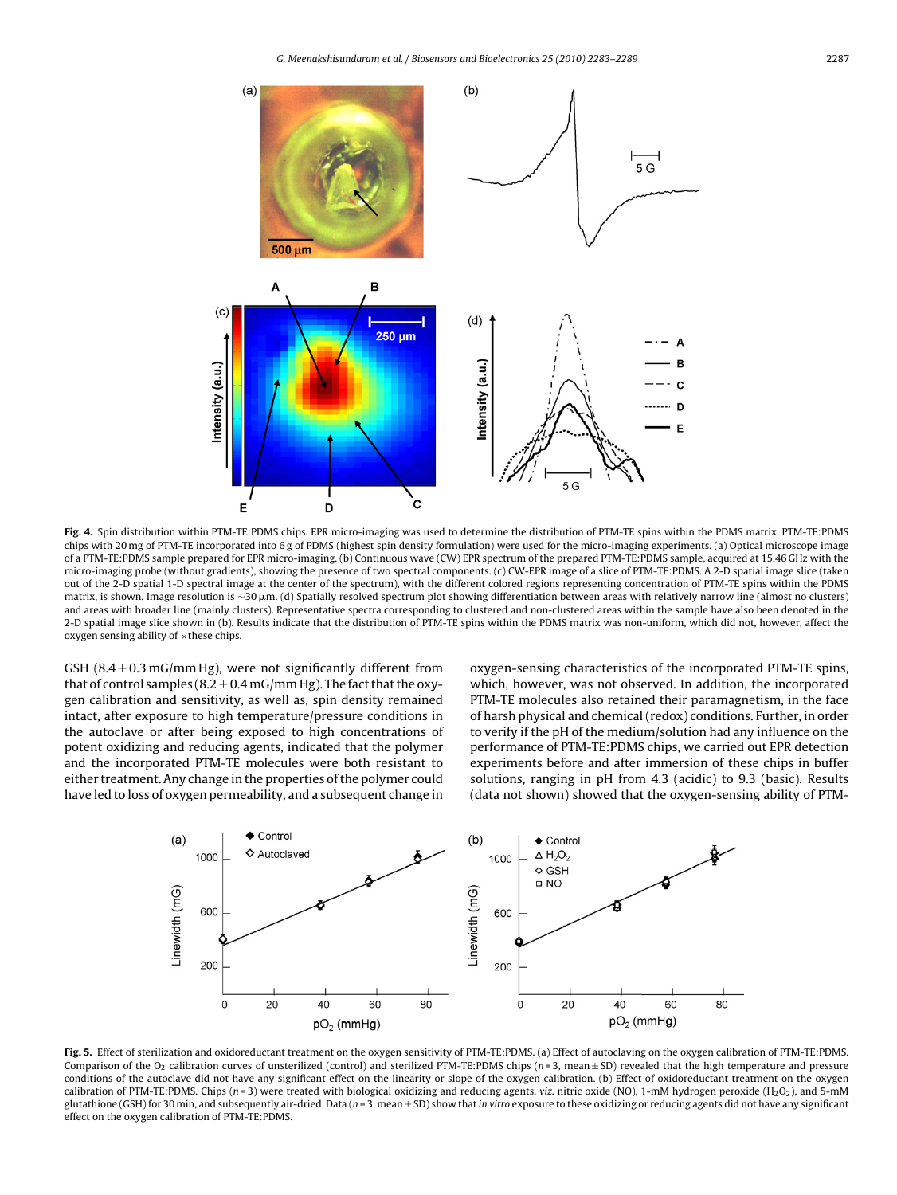**Fig. 4.** Spin distribution within PTM-TE:PDMS chips. EPR micro-imaging was used to determine the distribution of PTM-TE spins within the PDMS matrix. PTM-TE:PDMS chips with 20 mg of PTM-TE incorporated into 6 g of PDMS (highest spin density formulation) were used for the micro-imaging experiments. (a) Optical microscope image of a PTM-TE:PDMS sample prepared for EPR micro-imaging. (b) Continuous wave (CW) EPR spectrum of the prepared PTM-TE:PDMS sample, acquired at 15.46 GHz with the micro-imaging probe (without gradients), showing the presence of two spectral components. (c) CW-EPR image of a slice of PTM-TE:PDMS. A 2-D spatial image slice (taken out of the 2-D spatial 1-D spectral image at the center of the spectrum), with the different colored regions representing concentration of PTM-TE spins within the PDMS matrix, is shown. Image resolution is ~30 μm. (d) Spatially resolved spectrum plot showing differentiation between areas with relatively narrow line (almost no clusters) and areas with broader line (mainly clusters). Representative spectra corresponding to clustered and non-clustered areas within the sample have also been denoted in the 2-D spatial image slice shown in (b). Results indicate that the distribution of PTM-TE spins within the PDMS matrix was non-uniform, which did not, however, affect the oxygen sensing ability of ×these chips.

GSH (8.4 ± 0.3 mG/mm Hg), were not significantly different from that of control samples (8.2 ± 0.4 mG/mm Hg). The fact that the oxygen calibration and sensitivity, as well as, spin density remained intact, after exposure to high temperature/pressure conditions in the autoclave or after being exposed to high concentrations of potent oxidizing and reducing agents, indicated that the polymer and the incorporated PTM-TE molecules were both resistant to either treatment. Any change in the properties of the polymer could have led to loss of oxygen permeability, and a subsequent change in oxygen-sensing characteristics of the incorporated PTM-TE spins, which, however, was not observed. In addition, the incorporated PTM-TE molecules also retained their paramagnetism, in the face of harsh physical and chemical (redox) conditions. Further, in order to verify if the pH of the medium/solution had any influence on the performance of PTM-TE:PDMS chips, we carried out EPR detection experiments before and after immersion of these chips in buffer solutions, ranging in pH from 4.3 (acidic) to 9.3 (basic). Results (data not shown) showed that the oxygen-sensing ability of PTM-

**Fig. 5.** Effect of sterilization and oxidoreductant treatment on the oxygen sensitivity of PTM-TE:PDMS. (a) Effect of autoclaving on the oxygen calibration of PTM-TE:PDMS. Comparison of the $O_2$ calibration curves of unsterilized (control) and sterilized PTM-TE:PDMS chips ($n = 3$, mean ± SD) revealed that the high temperature and pressure conditions of the autoclave did not have any significant effect on the linearity or slope of the oxygen calibration. (b) Effect of oxidoreductant treatment on the oxygen calibration of PTM-TE:PDMS. Chips ($n = 3$) were treated with biological oxidizing and reducing agents, *viz.* nitric oxide (NO), 1-mM hydrogen peroxide ($H_2O_2$), and 5-mM glutathione (GSH) for 30 min, and subsequently air-dried. Data ($n = 3$, mean ± SD) show that *in vitro* exposure to these oxidizing or reducing agents did not have any significant effect on the oxygen calibration of PTM-TE:PDMS.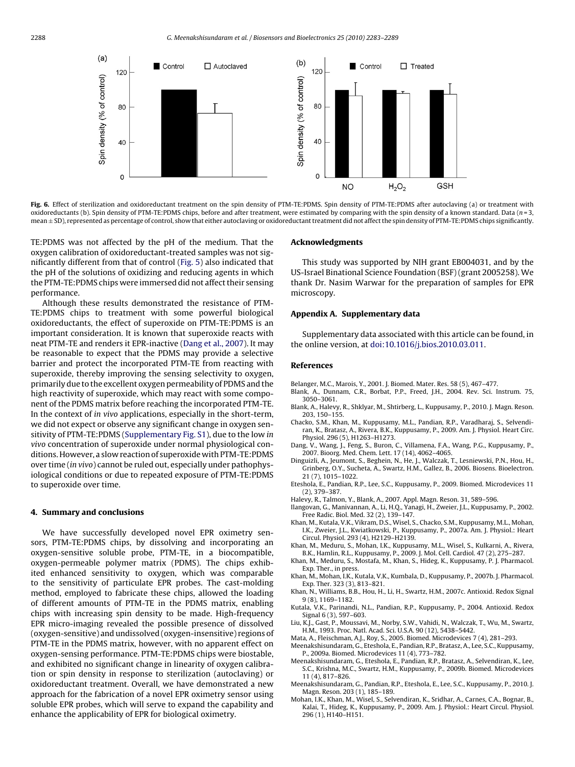**Fig. 6.** Effect of sterilization and oxidoreductant treatment on the spin density of PTM-TE:PDMS. Spin density of PTM-TE:PDMS after autoclaving (a) or treatment with oxidoreductants (b). Spin density of PTM-TE:PDMS chips, before and after treatment, were estimated by comparing with the spin density of a known standard. Data ($n = 3$, mean ± SD), represented as percentage of control, show that either autoclaving or oxidoreductant treatment did not affect the spin density of PTM-TE:PDMS chips significantly.

TE:PDMS was not affected by the pH of the medium. That the oxygen calibration of oxidoreductant-treated samples was not significantly different from that of control (Fig. 5) also indicated that the pH of the solutions of oxidizing and reducing agents in which the PTM-TE:PDMS chips were immersed did not affect their sensing performance.

Although these results demonstrated the resistance of PTM-TE:PDMS chips to treatment with some powerful biological oxidoreductants, the effect of superoxide on PTM-TE:PDMS is an important consideration. It is known that superoxide reacts with neat PTM-TE and renders it EPR-inactive (Dang et al., 2007). It may be reasonable to expect that the PDMS may provide a selective barrier and protect the incorporated PTM-TE from reacting with superoxide, thereby improving the sensing selectivity to oxygen, primarily due to the excellent oxygen permeability of PDMS and the high reactivity of superoxide, which may react with some component of the PDMS matrix before reaching the incorporated PTM-TE. In the context of *in vivo* applications, especially in the short-term, we did not expect or observe any significant change in oxygen sensitivity of PTM-TE:PDMS (Supplementary Fig. S1), due to the low *in vivo* concentration of superoxide under normal physiological conditions. However, a slow reaction of superoxide with PTM-TE:PDMS over time (*in vivo*) cannot be ruled out, especially under pathophysiological conditions or due to repeated exposure of PTM-TE:PDMS to superoxide over time.

## 4. Summary and conclusions

We have successfully developed novel EPR oximetry sensors, PTM-TE:PDMS chips, by dissolving and incorporating an oxygen-sensitive soluble probe, PTM-TE, in a biocompatible, oxygen-permeable polymer matrix (PDMS). The chips exhibited enhanced sensitivity to oxygen, which was comparable to the sensitivity of particulate EPR probes. The cast-molding method, employed to fabricate these chips, allowed the loading of different amounts of PTM-TE in the PDMS matrix, enabling chips with increasing spin density to be made. High-frequency EPR micro-imaging revealed the possible presence of dissolved (oxygen-sensitive) and undissolved (oxygen-insensitive) regions of PTM-TE in the PDMS matrix, however, with no apparent effect on oxygen-sensing performance. PTM-TE:PDMS chips were biostable, and exhibited no significant change in linearity of oxygen calibration or spin density in response to sterilization (autoclaving) or oxidoreductant treatment. Overall, we have demonstrated a new approach for the fabrication of a novel EPR oximetry sensor using soluble EPR probes, which will serve to expand the capability and enhance the applicability of EPR for biological oximetry.

## Acknowledgments

This study was supported by NIH grant EB004031, and by the US-Israel Binational Science Foundation (BSF) (grant 2005258). We thank Dr. Nasim Warwar for the preparation of samples for EPR microscopy.

## Appendix A. Supplementary data

Supplementary data associated with this article can be found, in the online version, at doi:10.1016/j.bios.2010.03.011.

## References

Belanger, M.C., Marois, Y., 2001. J. Biomed. Mater. Res. 58 (5), 467–477.

Blank, A., Dunnam, C.R., Borbat, P.P., Freed, J.H., 2004. Rev. Sci. Instrum. 75, 3050–3061.

Blank, A., Halevy, R., Shklyar, M., Shtirberg, L., Kuppusamy, P., 2010. J. Magn. Reson. 203, 150–155.

Chacko, S.M., Khan, M., Kuppusamy, M.L., Pandian, R.P., Varadharaj, S., Selvendiran, K., Bratasz, A., Rivera, B.K., Kuppusamy, P., 2009. Am. J. Physiol. Heart Circ. Physiol. 296 (5), H1263–H1273.

Dang, V., Wang, J., Feng, S., Buron, C., Villamena, F.A., Wang, P.G., Kuppusamy, P., 2007. Bioorg. Med. Chem. Lett. 17 (14), 4062–4065.

Dinguizli, A., Jeumont, S., Beghein, N., He, J., Walczak, T., Lesniewski, P.N., Hou, H., Grinberg, O.Y., Sucheta, A., Swartz, H.M., Gallez, B., 2006. Biosens. Bioelectron. 21 (7), 1015–1022.

Eteshola, E., Pandian, R.P., Lee, S.C., Kuppusamy, P., 2009. Biomed. Microdevices 11 (2), 379–387.

Halevy, R., Talmon, Y., Blank, A., 2007. Appl. Magn. Reson. 31, 589–596.

Ilangovan, G., Manivannan, A., Li, H.Q., Yanagi, H., Zweier, J.L., Kuppusamy, P., 2002. Free Radic. Biol. Med. 32 (2), 139–147.

Khan, M., Kutala, V.K., Vikram, D.S., Wisel, S., Chacko, S.M., Kuppusamy, M.L., Mohan, I.K., Zweier, J.L., Kwiatkowski, P., Kuppusamy, P., 2007a. Am. J. Physiol.: Heart Circul. Physiol. 293 (4), H2129–H2139.

Khan, M., Meduru, S., Mohan, I.K., Kuppusamy, M.L., Wisel, S., Kulkarni, A., Rivera, B.K., Hamlin, R.L., Kuppusamy, P., 2009. J. Mol. Cell. Cardiol. 47 (2), 275–287.

Khan, M., Meduru, S., Mostafa, M., Khan, S., Hideg, K., Kuppusamy, P. J. Pharmacol. Exp. Ther., in press.

Khan, M., Mohan, I.K., Kutala, V.K., Kumbala, D., Kuppusamy, P., 2007b. J. Pharmacol. Exp. Ther. 323 (3), 813–821.

Khan, N., Williams, B.B., Hou, H., Li, H., Swartz, H.M., 2007c. Antioxid. Redox Signal 9 (8), 1169–1182.

Kutala, V.K., Parinandi, N.L., Pandian, R.P., Kuppusamy, P., 2004. Antioxid. Redox Signal 6 (3), 597–603.

Liu, K.J., Gast, P., Moussavi, M., Norby, S.W., Vahidi, N., Walczak, T., Wu, M., Swartz, H.M., 1993. Proc. Natl. Acad. Sci. U.S.A. 90 (12), 5438–5442.

Mata, A., Fleischman, A.J., Roy, S., 2005. Biomed. Microdevices 7 (4), 281–293.

Meenakshisundaram, G., Eteshola, E., Pandian, R.P., Bratasz, A., Lee, S.C., Kuppusamy, P., 2009a. Biomed. Microdevices 11 (4), 773–782.

Meenakshisundaram, G., Eteshola, E., Pandian, R.P., Bratasz, A., Selvendiran, K., Lee, S.C., Krishna, M.C., Swartz, H.M., Kuppusamy, P., 2009b. Biomed. Microdevices 11 (4), 817–826.

Meenakshisundaram, G., Pandian, R.P., Eteshola, E., Lee, S.C., Kuppusamy, P., 2010. J. Magn. Reson. 203 (1), 185–189.

Mohan, I.K., Khan, M., Wisel, S., Selvendiran, K., Sridhar, A., Carnes, C.A., Bognar, B., Kalai, T., Hideg, K., Kuppusamy, P., 2009. Am. J. Physiol.: Heart Circul. Physiol. 296 (1), H140–H151.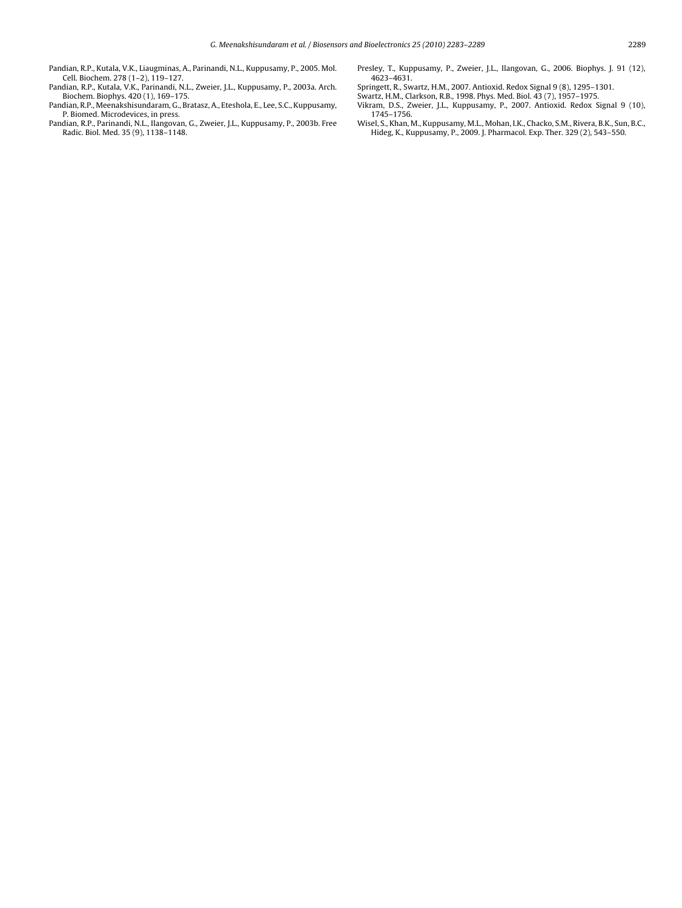Pandian, R.P., Kutala, V.K., Liaugminas, A., Parinandi, N.L., Kuppusamy, P., 2005. Mol. Cell. Biochem. 278 (1–2), 119–127.

Pandian, R.P., Kutala, V.K., Parinandi, N.L., Zweier, J.L., Kuppusamy, P., 2003a. Arch. Biochem. Biophys. 420 (1), 169–175.

Pandian, R.P., Meenakshisundaram, G., Bratasz, A., Eteshola, E., Lee, S.C., Kuppusamy, P. Biomed. Microdevices, in press.

Pandian, R.P., Parinandi, N.L., Ilangovan, G., Zweier, J.L., Kuppusamy, P., 2003b. Free Radic. Biol. Med. 35 (9), 1138–1148.

Presley, T., Kuppusamy, P., Zweier, J.L., Ilangovan, G., 2006. Biophys. J. 91 (12), 4623–4631.

Springett, R., Swartz, H.M., 2007. Antioxid. Redox Signal 9 (8), 1295–1301.

Swartz, H.M., Clarkson, R.B., 1998. Phys. Med. Biol. 43 (7), 1957–1975.

Vikram, D.S., Zweier, J.L., Kuppusamy, P., 2007. Antioxid. Redox Signal 9 (10), 1745–1756.

Wisel, S., Khan, M., Kuppusamy, M.L., Mohan, I.K., Chacko, S.M., Rivera, B.K., Sun, B.C., Hideg, K., Kuppusamy, P., 2009. J. Pharmacol. Exp. Ther. 329 (2), 543–550.